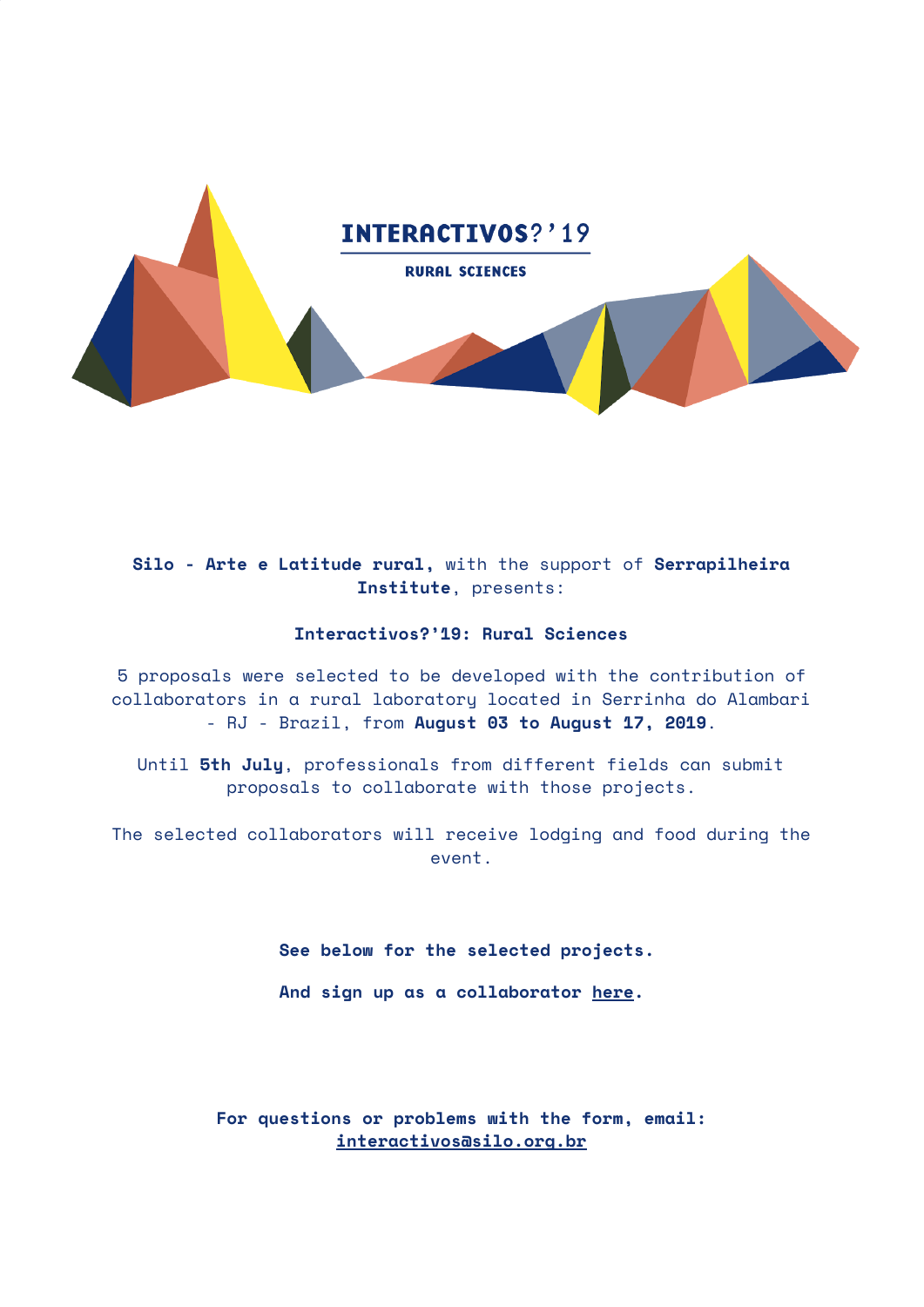# INTERACTIVOS?'19

## RURAL SCIENCES

**Silo - Arte e Latitude rural,** with the support of **Serrapilheira Institute**, presents:

**Interactivos?'19: Rural Sciences**

5 proposals were selected to be developed with the contribution of collaborators in a rural laboratory located in Serrinha do Alambari - RJ - Brazil, from **August 03 to August 17, 2019**.

Until **5th July**, professionals from different fields can submit proposals to collaborate with those projects.

The selected collaborators will receive lodging and food during the event.

**See below for the selected projects.**

**And sign up as a collaborator here.**

**For questions or problems with the form, email: interactivos@silo.org.br**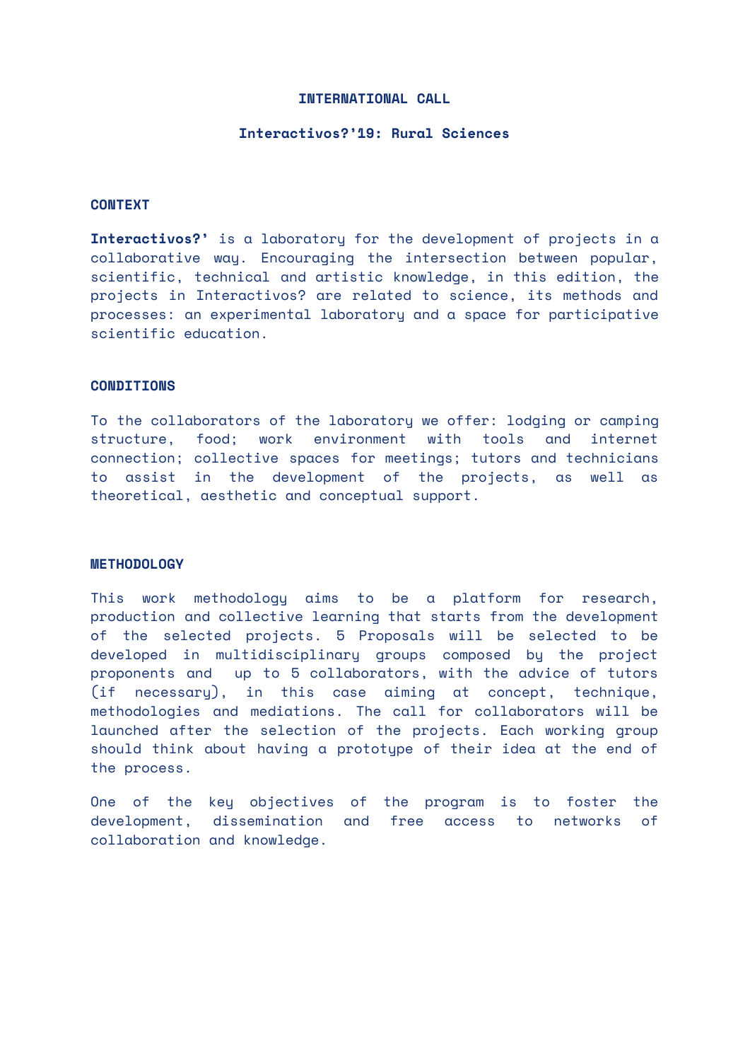**INTERNATIONAL CALL**

**Interactivos?'19: Rural Sciences**

## CONTEXT

**Interactivos?'** is a laboratory for the development of projects in a collaborative way. Encouraging the intersection between popular, scientific, technical and artistic knowledge, in this edition, the projects in Interactivos? are related to science, its methods and processes: an experimental laboratory and a space for participative scientific education.

## CONDITIONS

To the collaborators of the laboratory we offer: lodging or camping structure, food; work environment with tools and internet connection; collective spaces for meetings; tutors and technicians to assist in the development of the projects, as well as theoretical, aesthetic and conceptual support.

## METHODOLOGY

This work methodology aims to be a platform for research, production and collective learning that starts from the development of the selected projects. 5 Proposals will be selected to be developed in multidisciplinary groups composed by the project proponents and up to 5 collaborators, with the advice of tutors (if necessary), in this case aiming at concept, technique, methodologies and mediations. The call for collaborators will be launched after the selection of the projects. Each working group should think about having a prototype of their idea at the end of the process.

One of the key objectives of the program is to foster the development, dissemination and free access to networks of collaboration and knowledge.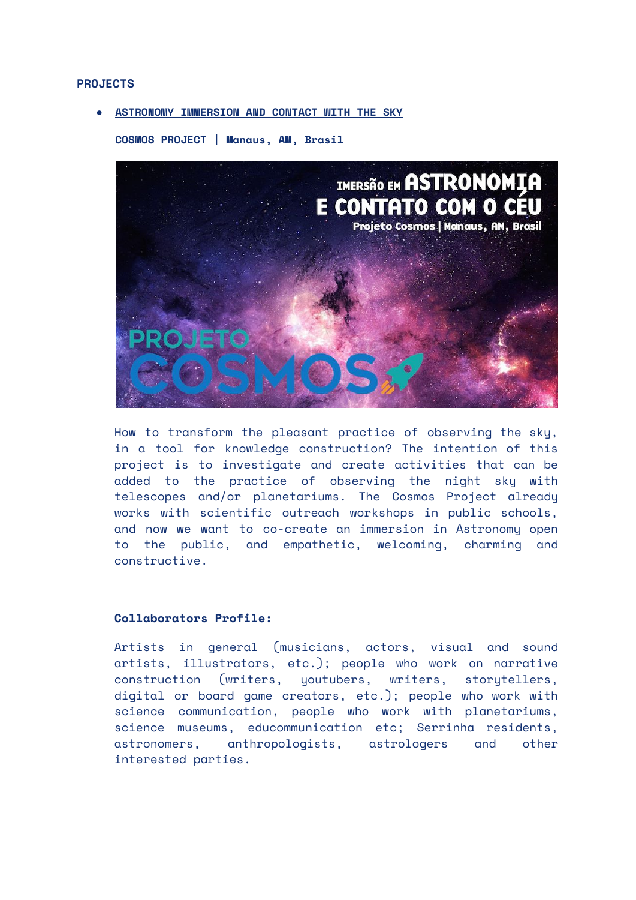# PROJECTS

- **ASTRONOMY IMMERSION AND CONTACT WITH THE SKY**

  **COSMOS PROJECT | Manaus, AM, Brasil**

  How to transform the pleasant practice of observing the sky, in a tool for knowledge construction? The intention of this project is to investigate and create activities that can be added to the practice of observing the night sky with telescopes and/or planetariums. The Cosmos Project already works with scientific outreach workshops in public schools, and now we want to co-create an immersion in Astronomy open to the public, and empathetic, welcoming, charming and constructive.

  **Collaborators Profile:**

  Artists in general (musicians, actors, visual and sound artists, illustrators, etc.); people who work on narrative construction (writers, youtubers, writers, storytellers, digital or board game creators, etc.); people who work with science communication, people who work with planetariums, science museums, educommunication etc; Serrinha residents, astronomers, anthropologists, astrologers and other interested parties.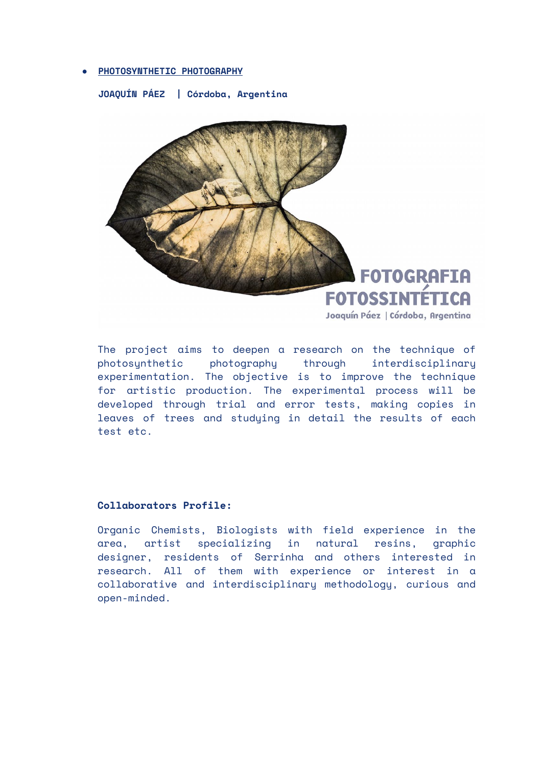- **PHOTOSYNTHETIC PHOTOGRAPHY**

**JOAQUÍN PÁEZ | Córdoba, Argentina**

FOTOGRAFIA FOTOSSINTÉTICA
Joaquín Páez | Córdoba, Argentina

The project aims to deepen a research on the technique of photosynthetic photography through interdisciplinary experimentation. The objective is to improve the technique for artistic production. The experimental process will be developed through trial and error tests, making copies in leaves of trees and studying in detail the results of each test etc.

**Collaborators Profile:**

Organic Chemists, Biologists with field experience in the area, artist specializing in natural resins, graphic designer, residents of Serrinha and others interested in research. All of them with experience or interest in a collaborative and interdisciplinary methodology, curious and open-minded.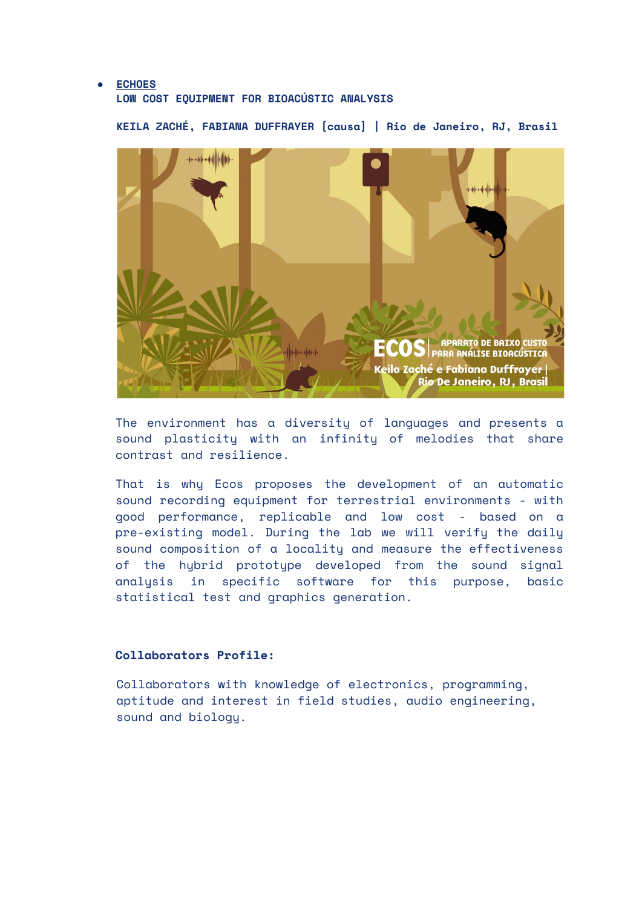- **ECHOES**
  **LOW COST EQUIPMENT FOR BIOACÚSTIC ANALYSIS**

  **KEILA ZACHÉ, FABIANA DUFFRAYER [causa] | Rio de Janeiro, RJ, Brasil**

  The environment has a diversity of languages and presents a sound plasticity with an infinity of melodies that share contrast and resilience.

  That is why Ecos proposes the development of an automatic sound recording equipment for terrestrial environments - with good performance, replicable and low cost - based on a pre-existing model. During the lab we will verify the daily sound composition of a locality and measure the effectiveness of the hybrid prototype developed from the sound signal analysis in specific software for this purpose, basic statistical test and graphics generation.

  **Collaborators Profile:**

  Collaborators with knowledge of electronics, programming, aptitude and interest in field studies, audio engineering, sound and biology.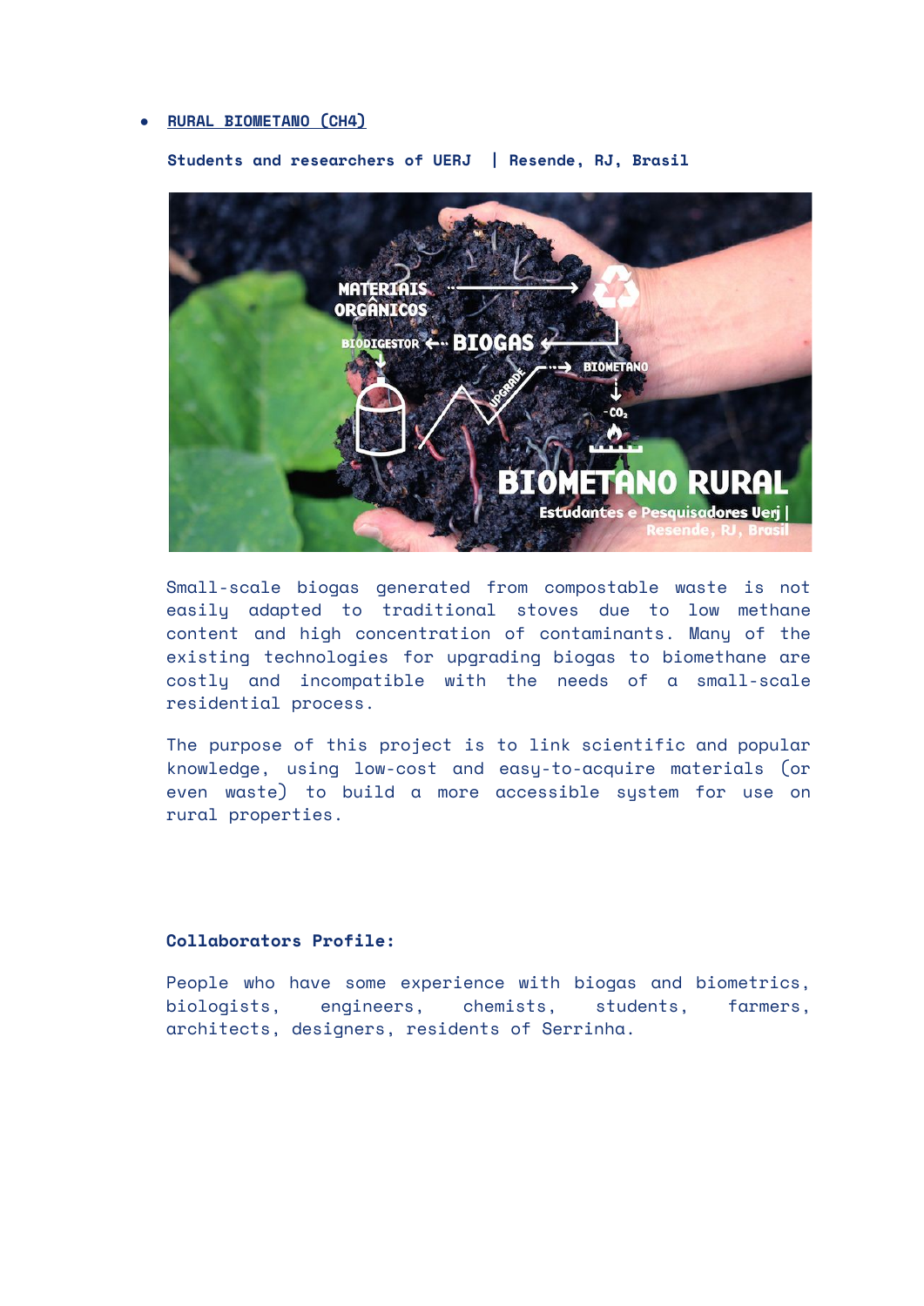- **RURAL BIOMETANO (CH4)**

**Students and researchers of UERJ | Resende, RJ, Brasil**

Small-scale biogas generated from compostable waste is not easily adapted to traditional stoves due to low methane content and high concentration of contaminants. Many of the existing technologies for upgrading biogas to biomethane are costly and incompatible with the needs of a small-scale residential process.

The purpose of this project is to link scientific and popular knowledge, using low-cost and easy-to-acquire materials (or even waste) to build a more accessible system for use on rural properties.

**Collaborators Profile:**

People who have some experience with biogas and biometrics, biologists, engineers, chemists, students, farmers, architects, designers, residents of Serrinha.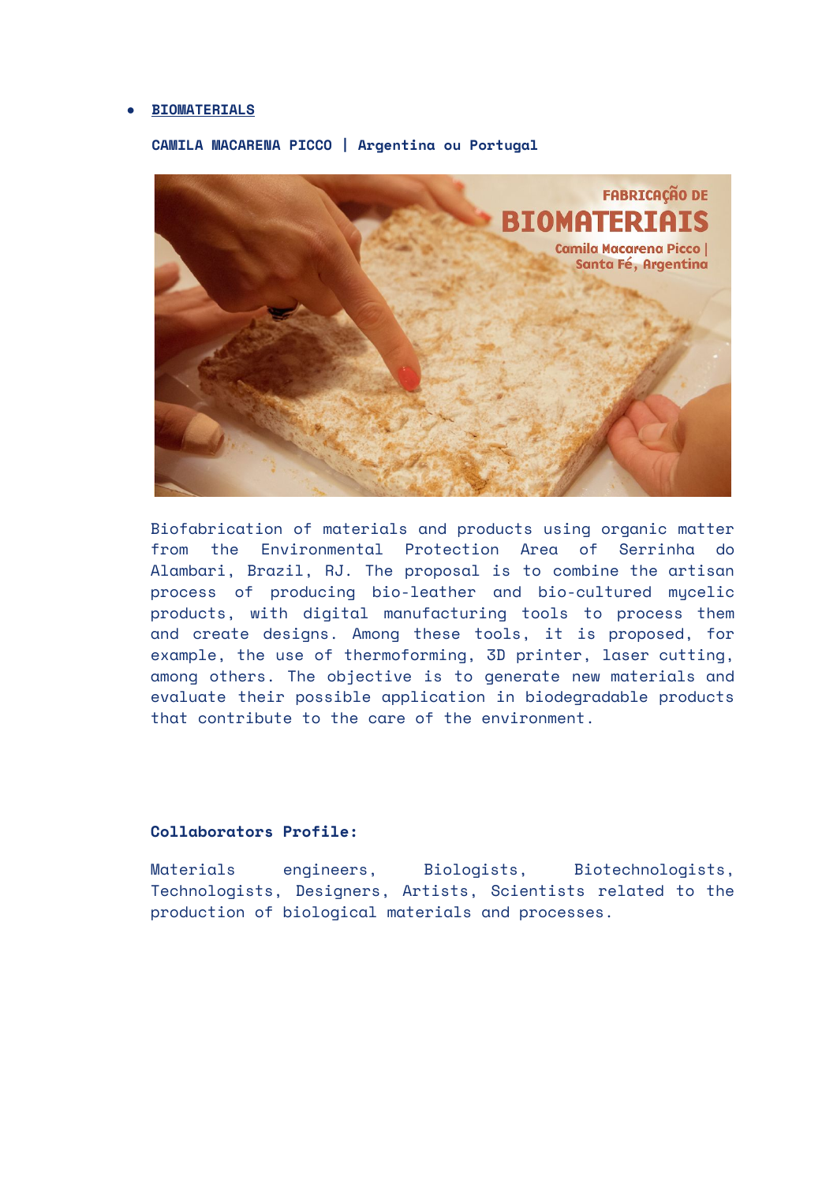- **BIOMATERIALS**

**CAMILA MACARENA PICCO | Argentina ou Portugal**

Biofabrication of materials and products using organic matter from the Environmental Protection Area of Serrinha do Alambari, Brazil, RJ. The proposal is to combine the artisan process of producing bio-leather and bio-cultured mycelic products, with digital manufacturing tools to process them and create designs. Among these tools, it is proposed, for example, the use of thermoforming, 3D printer, laser cutting, among others. The objective is to generate new materials and evaluate their possible application in biodegradable products that contribute to the care of the environment.

**Collaborators Profile:**

Materials engineers, Biologists, Biotechnologists, Technologists, Designers, Artists, Scientists related to the production of biological materials and processes.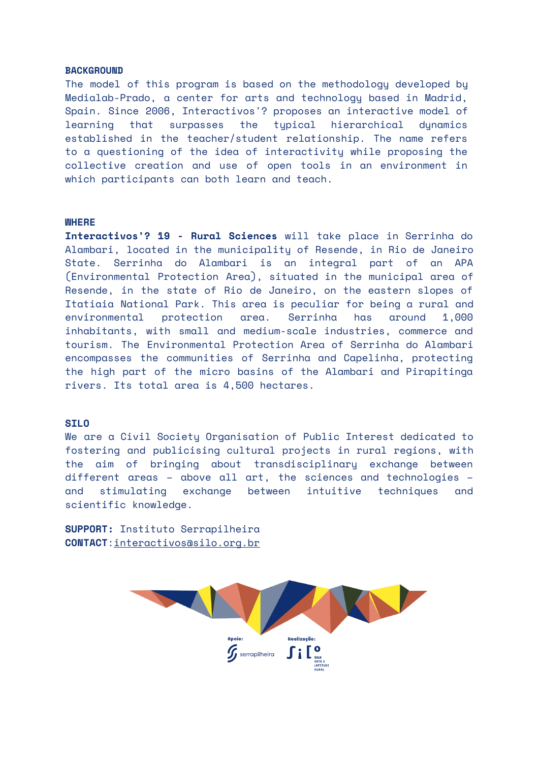**BACKGROUND**

The model of this program is based on the methodology developed by Medialab-Prado, a center for arts and technology based in Madrid, Spain. Since 2006, Interactivos'? proposes an interactive model of learning that surpasses the typical hierarchical dynamics established in the teacher/student relationship. The name refers to a questioning of the idea of interactivity while proposing the collective creation and use of open tools in an environment in which participants can both learn and teach.

**WHERE**

**Interactivos'? 19 - Rural Sciences** will take place in Serrinha do Alambari, located in the municipality of Resende, in Rio de Janeiro State. Serrinha do Alambari is an integral part of an APA (Environmental Protection Area), situated in the municipal area of Resende, in the state of Rio de Janeiro, on the eastern slopes of Itatiaia National Park. This area is peculiar for being a rural and environmental protection area. Serrinha has around 1,000 inhabitants, with small and medium-scale industries, commerce and tourism. The Environmental Protection Area of Serrinha do Alambari encompasses the communities of Serrinha and Capelinha, protecting the high part of the micro basins of the Alambari and Pirapitinga rivers. Its total area is 4,500 hectares.

**SILO**

We are a Civil Society Organisation of Public Interest dedicated to fostering and publicising cultural projects in rural regions, with the aim of bringing about transdisciplinary exchange between different areas – above all art, the sciences and technologies – and stimulating exchange between intuitive techniques and scientific knowledge.

**SUPPORT:** Instituto Serrapilheira
**CONTACT**:interactivos@silo.org.br

Apoio: serrapilheira

Realização: SILO ARTE E LATITUDE RURAL